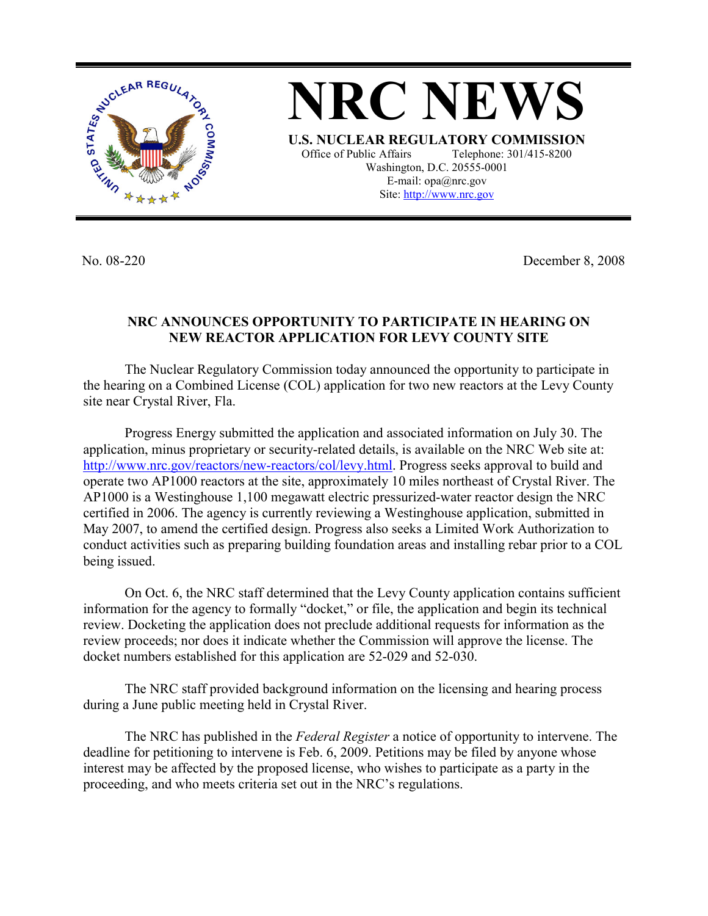# NRC NEWS

**U.S. NUCLEAR REGULATORY COMMISSION**

Office of Public Affairs Telephone: 301/415-8200
Washington, D.C. 20555-0001
E-mail: opa@nrc.gov
Site: http://www.nrc.gov

No. 08-220 December 8, 2008

## NRC ANNOUNCES OPPORTUNITY TO PARTICIPATE IN HEARING ON NEW REACTOR APPLICATION FOR LEVY COUNTY SITE

The Nuclear Regulatory Commission today announced the opportunity to participate in the hearing on a Combined License (COL) application for two new reactors at the Levy County site near Crystal River, Fla.

Progress Energy submitted the application and associated information on July 30. The application, minus proprietary or security-related details, is available on the NRC Web site at: http://www.nrc.gov/reactors/new-reactors/col/levy.html. Progress seeks approval to build and operate two AP1000 reactors at the site, approximately 10 miles northeast of Crystal River. The AP1000 is a Westinghouse 1,100 megawatt electric pressurized-water reactor design the NRC certified in 2006. The agency is currently reviewing a Westinghouse application, submitted in May 2007, to amend the certified design. Progress also seeks a Limited Work Authorization to conduct activities such as preparing building foundation areas and installing rebar prior to a COL being issued.

On Oct. 6, the NRC staff determined that the Levy County application contains sufficient information for the agency to formally "docket," or file, the application and begin its technical review. Docketing the application does not preclude additional requests for information as the review proceeds; nor does it indicate whether the Commission will approve the license. The docket numbers established for this application are 52-029 and 52-030.

The NRC staff provided background information on the licensing and hearing process during a June public meeting held in Crystal River.

The NRC has published in the *Federal Register* a notice of opportunity to intervene. The deadline for petitioning to intervene is Feb. 6, 2009. Petitions may be filed by anyone whose interest may be affected by the proposed license, who wishes to participate as a party in the proceeding, and who meets criteria set out in the NRC's regulations.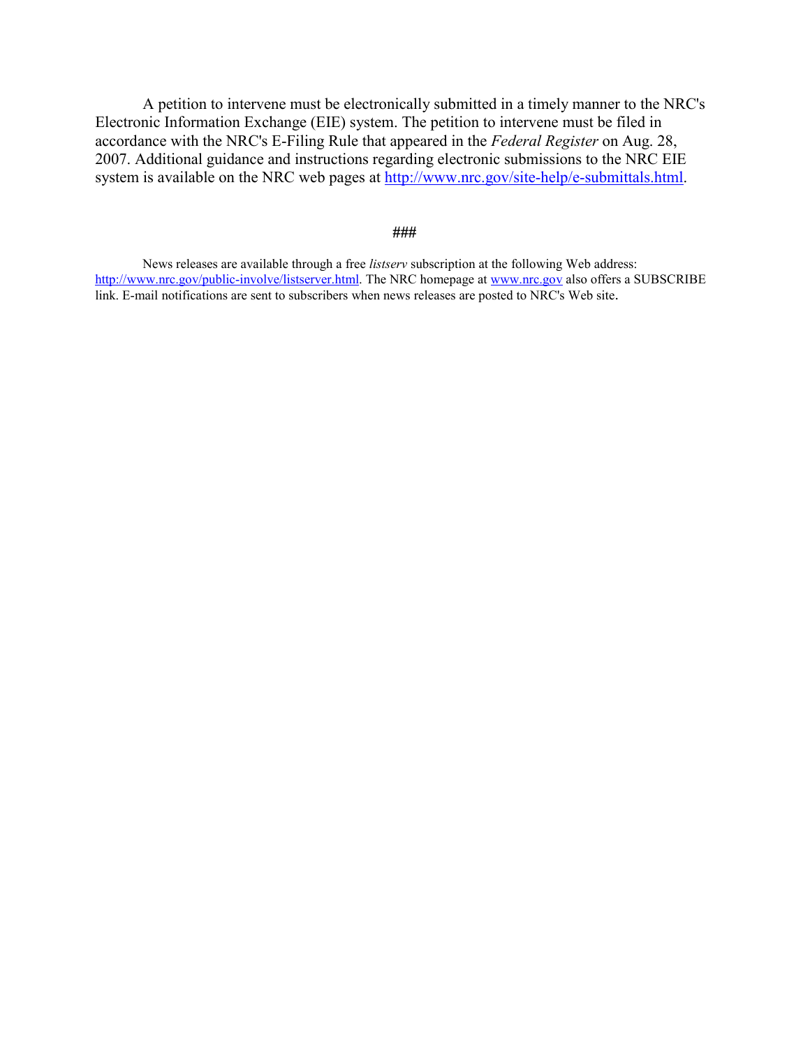A petition to intervene must be electronically submitted in a timely manner to the NRC's Electronic Information Exchange (EIE) system. The petition to intervene must be filed in accordance with the NRC's E-Filing Rule that appeared in the *Federal Register* on Aug. 28, 2007. Additional guidance and instructions regarding electronic submissions to the NRC EIE system is available on the NRC web pages at http://www.nrc.gov/site-help/e-submittals.html.

###

News releases are available through a free *listserv* subscription at the following Web address: http://www.nrc.gov/public-involve/listserver.html. The NRC homepage at www.nrc.gov also offers a SUBSCRIBE link. E-mail notifications are sent to subscribers when news releases are posted to NRC's Web site.